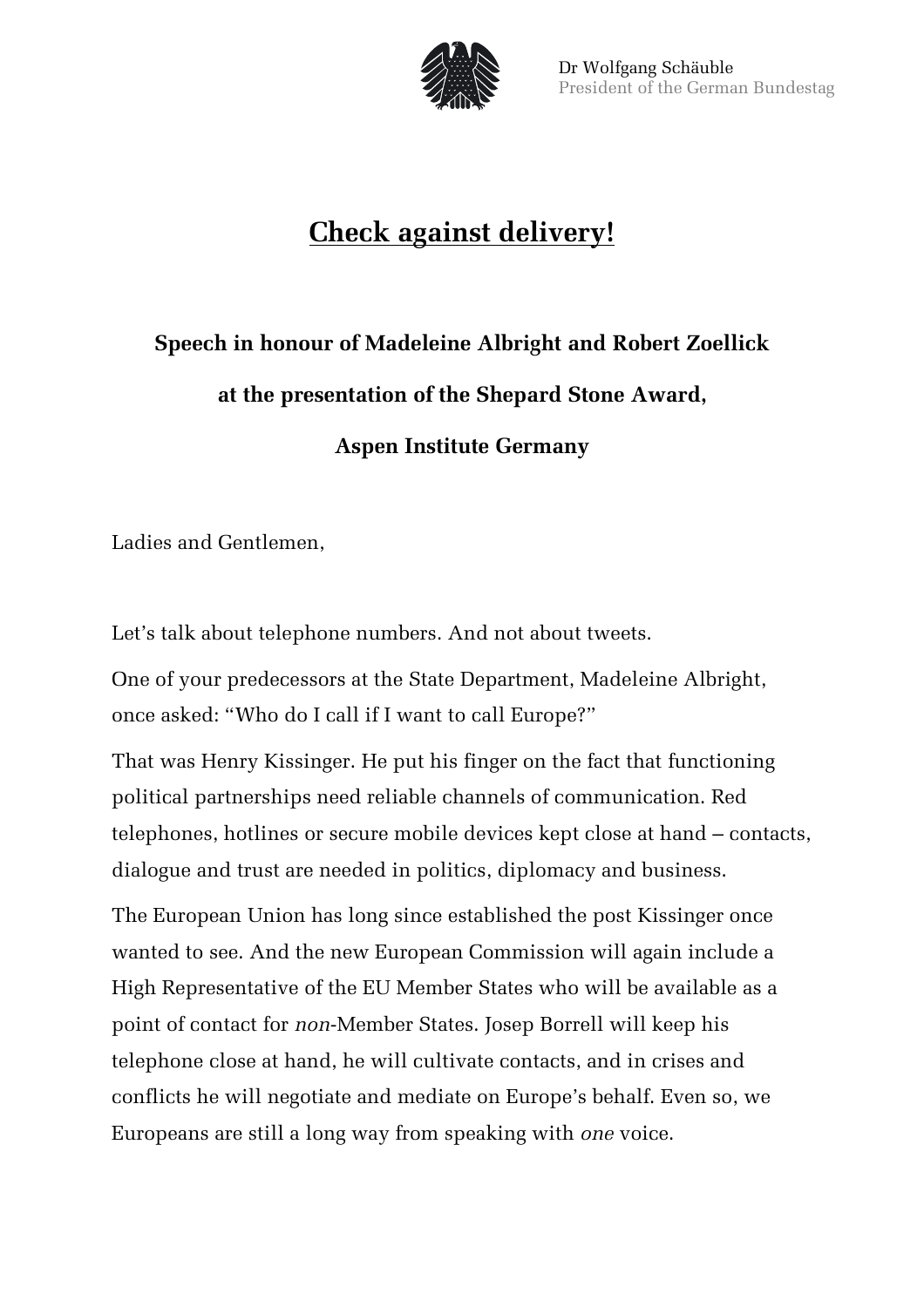Dr Wolfgang Schäuble
President of the German Bundestag

# Check against delivery!

**Speech in honour of Madeleine Albright and Robert Zoellick**

**at the presentation of the Shepard Stone Award,**

**Aspen Institute Germany**

Ladies and Gentlemen,

Let's talk about telephone numbers. And not about tweets.

One of your predecessors at the State Department, Madeleine Albright, once asked: "Who do I call if I want to call Europe?"

That was Henry Kissinger. He put his finger on the fact that functioning political partnerships need reliable channels of communication. Red telephones, hotlines or secure mobile devices kept close at hand – contacts, dialogue and trust are needed in politics, diplomacy and business.

The European Union has long since established the post Kissinger once wanted to see. And the new European Commission will again include a High Representative of the EU Member States who will be available as a point of contact for *non*-Member States. Josep Borrell will keep his telephone close at hand, he will cultivate contacts, and in crises and conflicts he will negotiate and mediate on Europe's behalf. Even so, we Europeans are still a long way from speaking with *one* voice.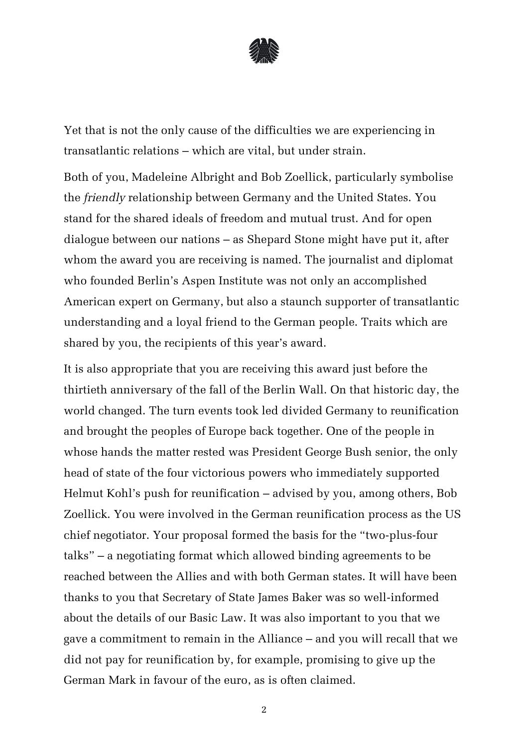Yet that is not the only cause of the difficulties we are experiencing in transatlantic relations – which are vital, but under strain.

Both of you, Madeleine Albright and Bob Zoellick, particularly symbolise the *friendly* relationship between Germany and the United States. You stand for the shared ideals of freedom and mutual trust. And for open dialogue between our nations – as Shepard Stone might have put it, after whom the award you are receiving is named. The journalist and diplomat who founded Berlin's Aspen Institute was not only an accomplished American expert on Germany, but also a staunch supporter of transatlantic understanding and a loyal friend to the German people. Traits which are shared by you, the recipients of this year's award.

It is also appropriate that you are receiving this award just before the thirtieth anniversary of the fall of the Berlin Wall. On that historic day, the world changed. The turn events took led divided Germany to reunification and brought the peoples of Europe back together. One of the people in whose hands the matter rested was President George Bush senior, the only head of state of the four victorious powers who immediately supported Helmut Kohl's push for reunification – advised by you, among others, Bob Zoellick. You were involved in the German reunification process as the US chief negotiator. Your proposal formed the basis for the "two-plus-four talks" – a negotiating format which allowed binding agreements to be reached between the Allies and with both German states. It will have been thanks to you that Secretary of State James Baker was so well-informed about the details of our Basic Law. It was also important to you that we gave a commitment to remain in the Alliance – and you will recall that we did not pay for reunification by, for example, promising to give up the German Mark in favour of the euro, as is often claimed.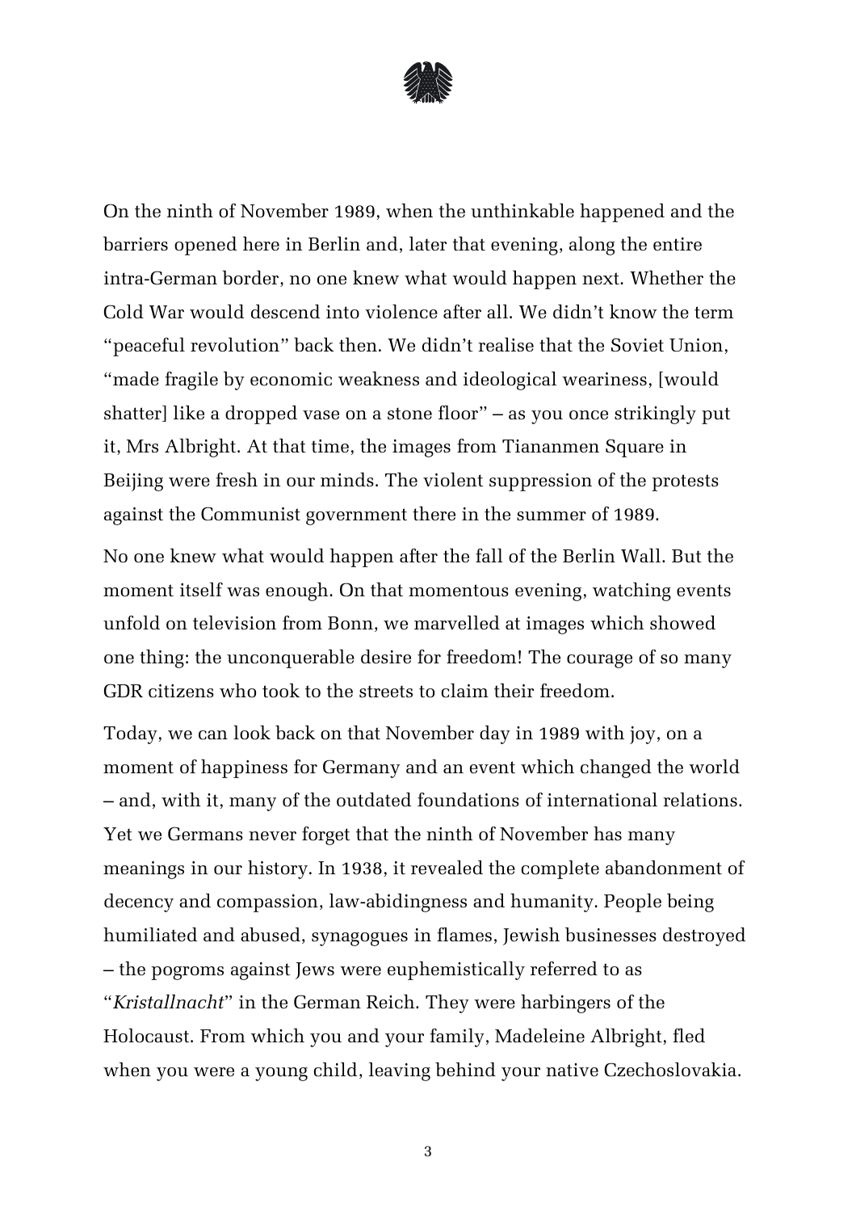On the ninth of November 1989, when the unthinkable happened and the barriers opened here in Berlin and, later that evening, along the entire intra-German border, no one knew what would happen next. Whether the Cold War would descend into violence after all. We didn't know the term "peaceful revolution" back then. We didn't realise that the Soviet Union, "made fragile by economic weakness and ideological weariness, [would shatter] like a dropped vase on a stone floor" – as you once strikingly put it, Mrs Albright. At that time, the images from Tiananmen Square in Beijing were fresh in our minds. The violent suppression of the protests against the Communist government there in the summer of 1989.

No one knew what would happen after the fall of the Berlin Wall. But the moment itself was enough. On that momentous evening, watching events unfold on television from Bonn, we marvelled at images which showed one thing: the unconquerable desire for freedom! The courage of so many GDR citizens who took to the streets to claim their freedom.

Today, we can look back on that November day in 1989 with joy, on a moment of happiness for Germany and an event which changed the world – and, with it, many of the outdated foundations of international relations. Yet we Germans never forget that the ninth of November has many meanings in our history. In 1938, it revealed the complete abandonment of decency and compassion, law-abidingness and humanity. People being humiliated and abused, synagogues in flames, Jewish businesses destroyed – the pogroms against Jews were euphemistically referred to as "*Kristallnacht*" in the German Reich. They were harbingers of the Holocaust. From which you and your family, Madeleine Albright, fled when you were a young child, leaving behind your native Czechoslovakia.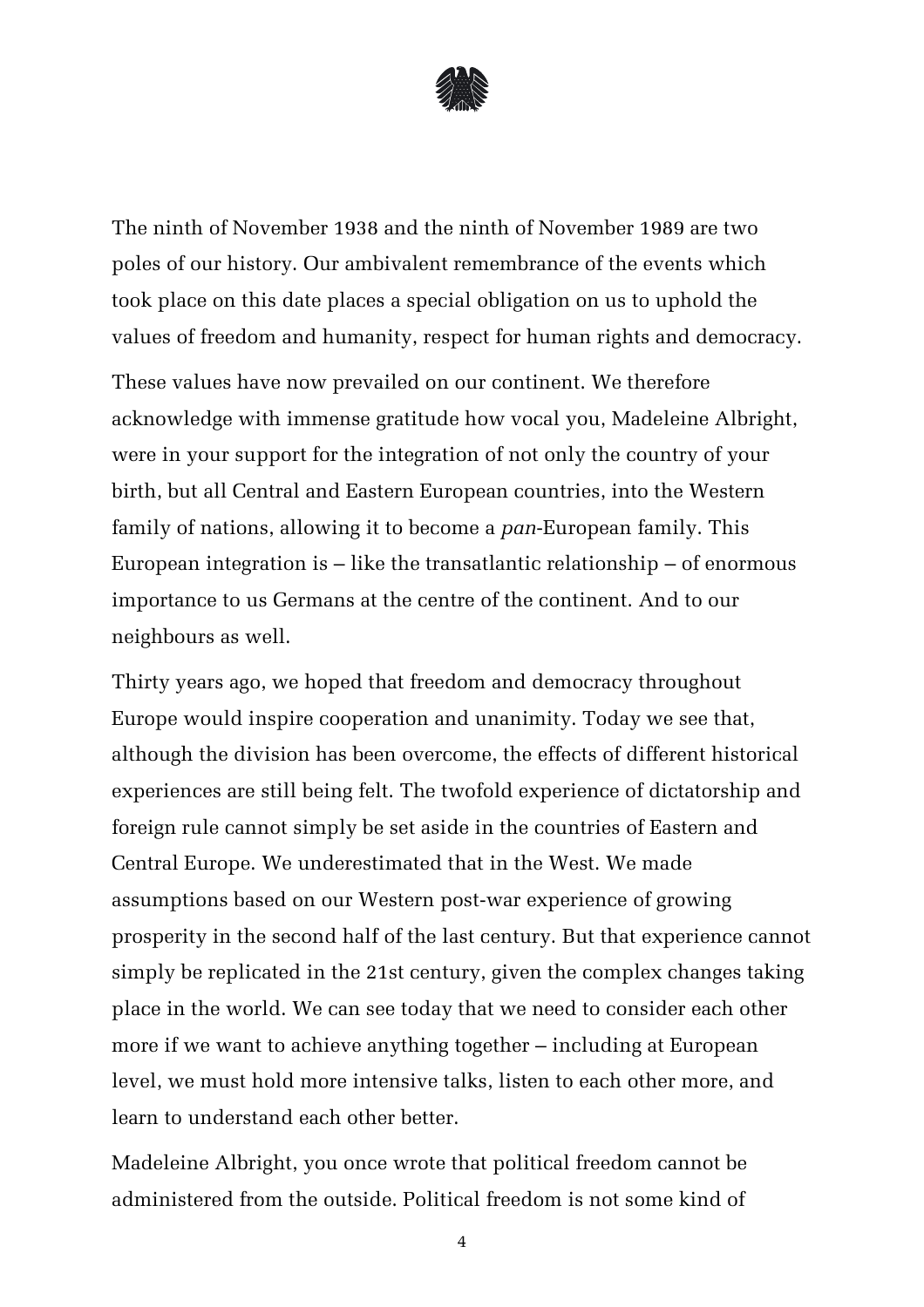The ninth of November 1938 and the ninth of November 1989 are two poles of our history. Our ambivalent remembrance of the events which took place on this date places a special obligation on us to uphold the values of freedom and humanity, respect for human rights and democracy.

These values have now prevailed on our continent. We therefore acknowledge with immense gratitude how vocal you, Madeleine Albright, were in your support for the integration of not only the country of your birth, but all Central and Eastern European countries, into the Western family of nations, allowing it to become a *pan*-European family. This European integration is – like the transatlantic relationship – of enormous importance to us Germans at the centre of the continent. And to our neighbours as well.

Thirty years ago, we hoped that freedom and democracy throughout Europe would inspire cooperation and unanimity. Today we see that, although the division has been overcome, the effects of different historical experiences are still being felt. The twofold experience of dictatorship and foreign rule cannot simply be set aside in the countries of Eastern and Central Europe. We underestimated that in the West. We made assumptions based on our Western post-war experience of growing prosperity in the second half of the last century. But that experience cannot simply be replicated in the 21st century, given the complex changes taking place in the world. We can see today that we need to consider each other more if we want to achieve anything together – including at European level, we must hold more intensive talks, listen to each other more, and learn to understand each other better.

Madeleine Albright, you once wrote that political freedom cannot be administered from the outside. Political freedom is not some kind of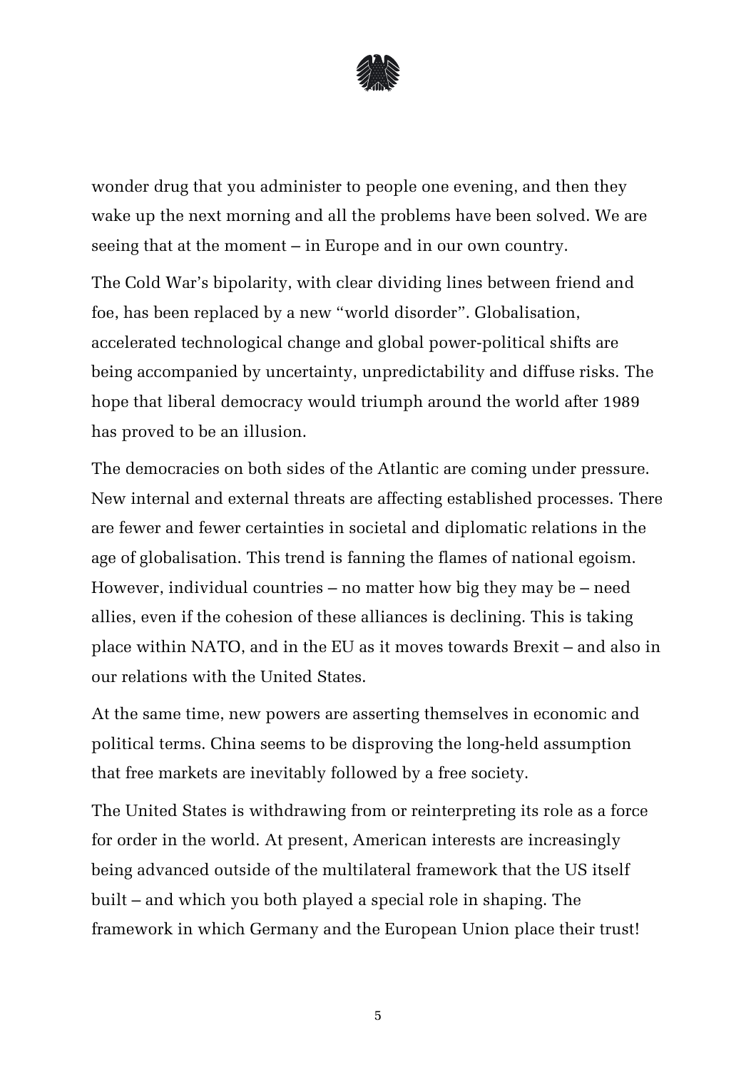wonder drug that you administer to people one evening, and then they wake up the next morning and all the problems have been solved. We are seeing that at the moment – in Europe and in our own country.

The Cold War's bipolarity, with clear dividing lines between friend and foe, has been replaced by a new "world disorder". Globalisation, accelerated technological change and global power-political shifts are being accompanied by uncertainty, unpredictability and diffuse risks. The hope that liberal democracy would triumph around the world after 1989 has proved to be an illusion.

The democracies on both sides of the Atlantic are coming under pressure. New internal and external threats are affecting established processes. There are fewer and fewer certainties in societal and diplomatic relations in the age of globalisation. This trend is fanning the flames of national egoism. However, individual countries – no matter how big they may be – need allies, even if the cohesion of these alliances is declining. This is taking place within NATO, and in the EU as it moves towards Brexit – and also in our relations with the United States.

At the same time, new powers are asserting themselves in economic and political terms. China seems to be disproving the long-held assumption that free markets are inevitably followed by a free society.

The United States is withdrawing from or reinterpreting its role as a force for order in the world. At present, American interests are increasingly being advanced outside of the multilateral framework that the US itself built – and which you both played a special role in shaping. The framework in which Germany and the European Union place their trust!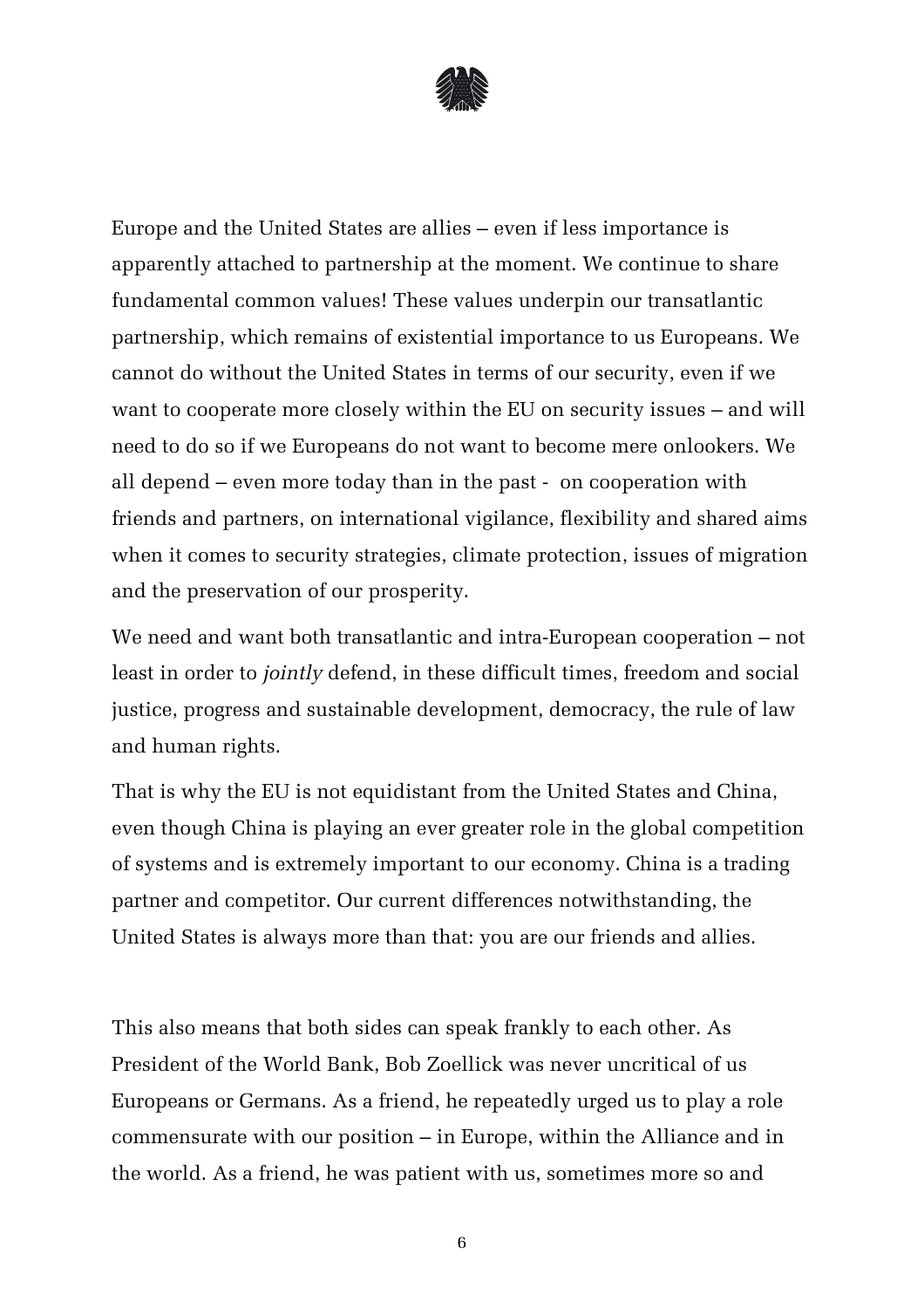Europe and the United States are allies – even if less importance is apparently attached to partnership at the moment. We continue to share fundamental common values! These values underpin our transatlantic partnership, which remains of existential importance to us Europeans. We cannot do without the United States in terms of our security, even if we want to cooperate more closely within the EU on security issues – and will need to do so if we Europeans do not want to become mere onlookers. We all depend – even more today than in the past - on cooperation with friends and partners, on international vigilance, flexibility and shared aims when it comes to security strategies, climate protection, issues of migration and the preservation of our prosperity.

We need and want both transatlantic and intra-European cooperation – not least in order to *jointly* defend, in these difficult times, freedom and social justice, progress and sustainable development, democracy, the rule of law and human rights.

That is why the EU is not equidistant from the United States and China, even though China is playing an ever greater role in the global competition of systems and is extremely important to our economy. China is a trading partner and competitor. Our current differences notwithstanding, the United States is always more than that: you are our friends and allies.

This also means that both sides can speak frankly to each other. As President of the World Bank, Bob Zoellick was never uncritical of us Europeans or Germans. As a friend, he repeatedly urged us to play a role commensurate with our position – in Europe, within the Alliance and in the world. As a friend, he was patient with us, sometimes more so and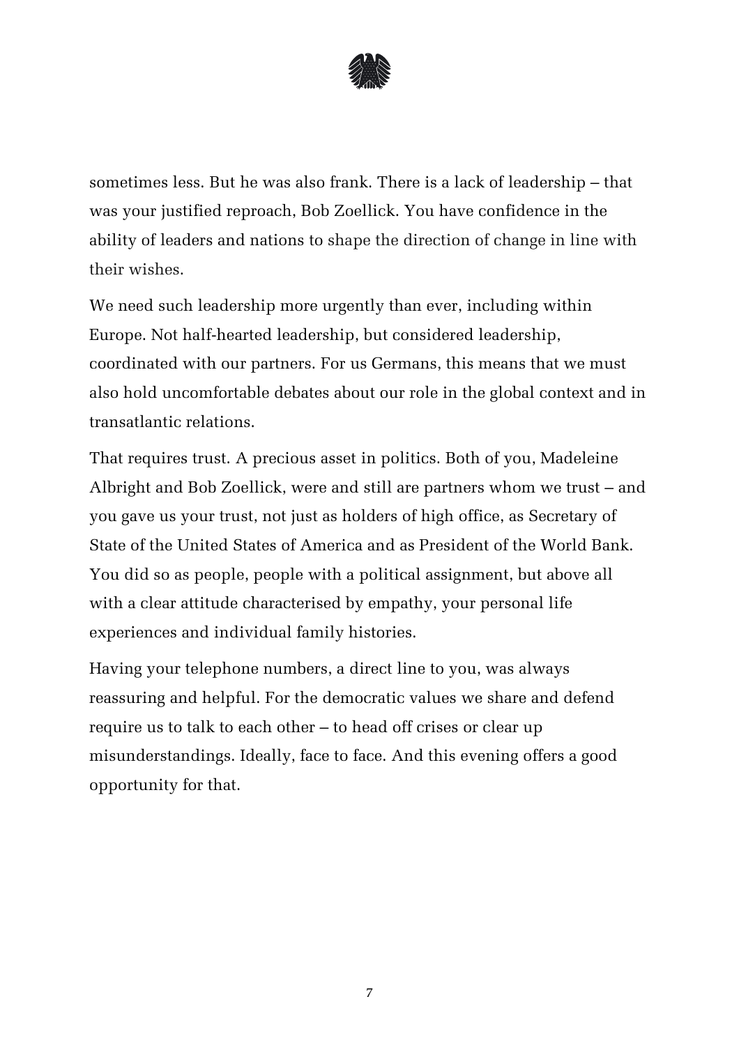sometimes less. But he was also frank. There is a lack of leadership – that was your justified reproach, Bob Zoellick. You have confidence in the ability of leaders and nations to shape the direction of change in line with their wishes.

We need such leadership more urgently than ever, including within Europe. Not half-hearted leadership, but considered leadership, coordinated with our partners. For us Germans, this means that we must also hold uncomfortable debates about our role in the global context and in transatlantic relations.

That requires trust. A precious asset in politics. Both of you, Madeleine Albright and Bob Zoellick, were and still are partners whom we trust – and you gave us your trust, not just as holders of high office, as Secretary of State of the United States of America and as President of the World Bank. You did so as people, people with a political assignment, but above all with a clear attitude characterised by empathy, your personal life experiences and individual family histories.

Having your telephone numbers, a direct line to you, was always reassuring and helpful. For the democratic values we share and defend require us to talk to each other – to head off crises or clear up misunderstandings. Ideally, face to face. And this evening offers a good opportunity for that.